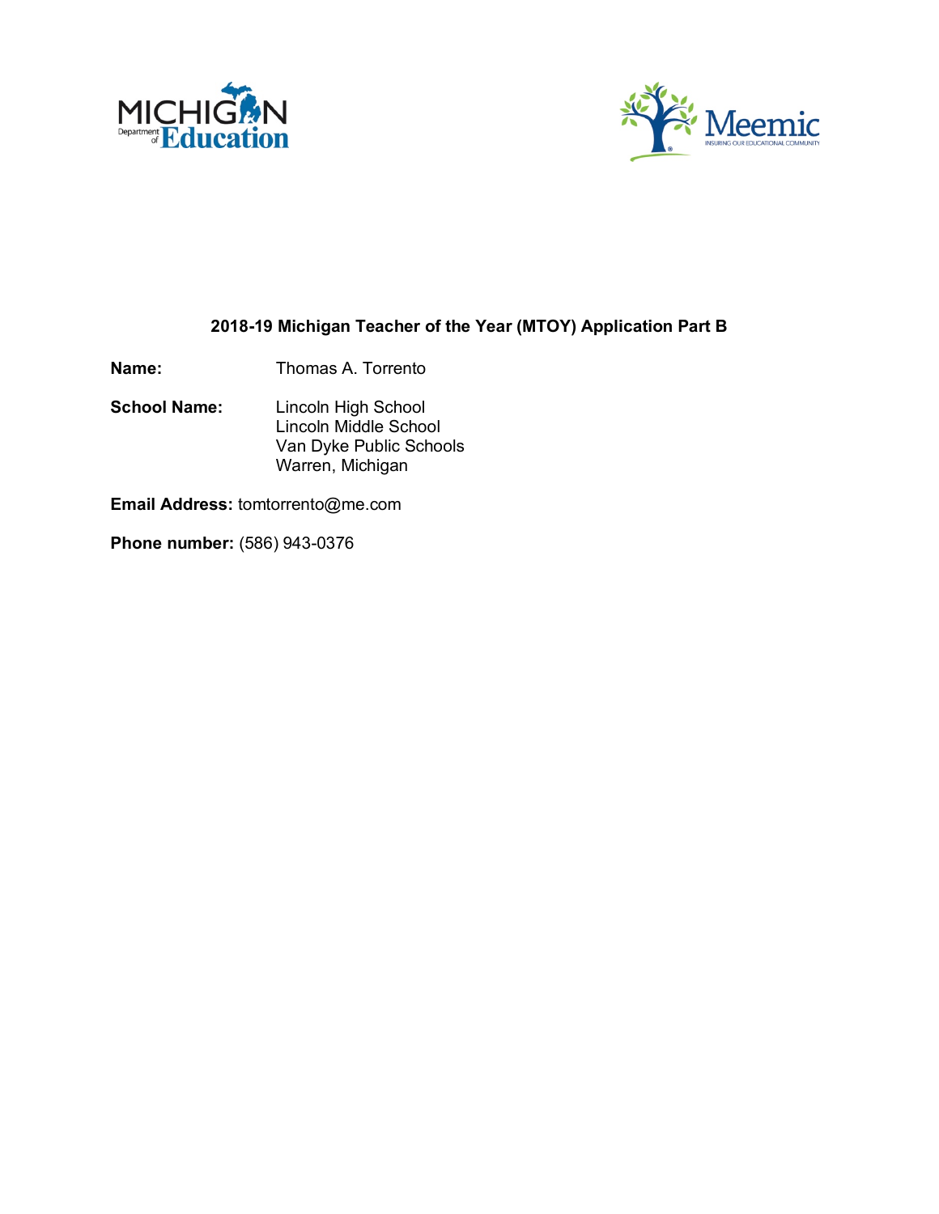## 2018-19 Michigan Teacher of the Year (MTOY) Application Part B

**Name:** Thomas A. Torrento

**School Name:** Lincoln High School
Lincoln Middle School
Van Dyke Public Schools
Warren, Michigan

**Email Address:** tomtorrento@me.com

**Phone number:** (586) 943-0376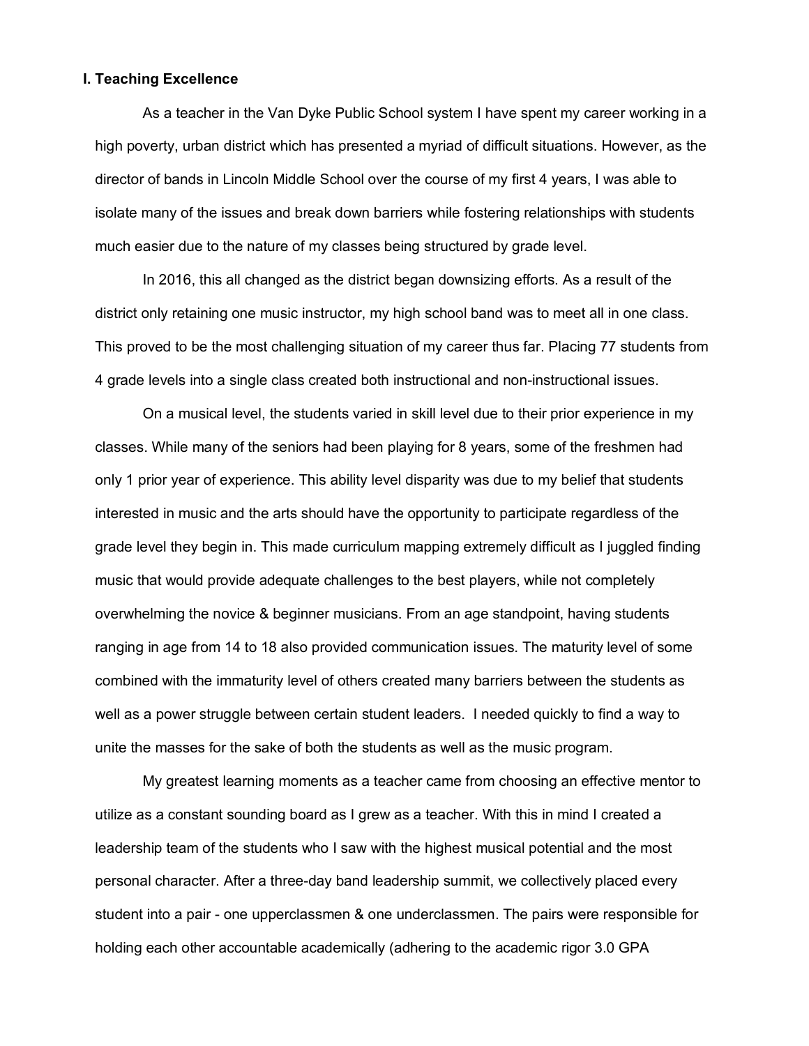**I. Teaching Excellence**

As a teacher in the Van Dyke Public School system I have spent my career working in a high poverty, urban district which has presented a myriad of difficult situations. However, as the director of bands in Lincoln Middle School over the course of my first 4 years, I was able to isolate many of the issues and break down barriers while fostering relationships with students much easier due to the nature of my classes being structured by grade level.

In 2016, this all changed as the district began downsizing efforts. As a result of the district only retaining one music instructor, my high school band was to meet all in one class. This proved to be the most challenging situation of my career thus far. Placing 77 students from 4 grade levels into a single class created both instructional and non-instructional issues.

On a musical level, the students varied in skill level due to their prior experience in my classes. While many of the seniors had been playing for 8 years, some of the freshmen had only 1 prior year of experience. This ability level disparity was due to my belief that students interested in music and the arts should have the opportunity to participate regardless of the grade level they begin in. This made curriculum mapping extremely difficult as I juggled finding music that would provide adequate challenges to the best players, while not completely overwhelming the novice & beginner musicians. From an age standpoint, having students ranging in age from 14 to 18 also provided communication issues. The maturity level of some combined with the immaturity level of others created many barriers between the students as well as a power struggle between certain student leaders. I needed quickly to find a way to unite the masses for the sake of both the students as well as the music program.

My greatest learning moments as a teacher came from choosing an effective mentor to utilize as a constant sounding board as I grew as a teacher. With this in mind I created a leadership team of the students who I saw with the highest musical potential and the most personal character. After a three-day band leadership summit, we collectively placed every student into a pair - one upperclassmen & one underclassmen. The pairs were responsible for holding each other accountable academically (adhering to the academic rigor 3.0 GPA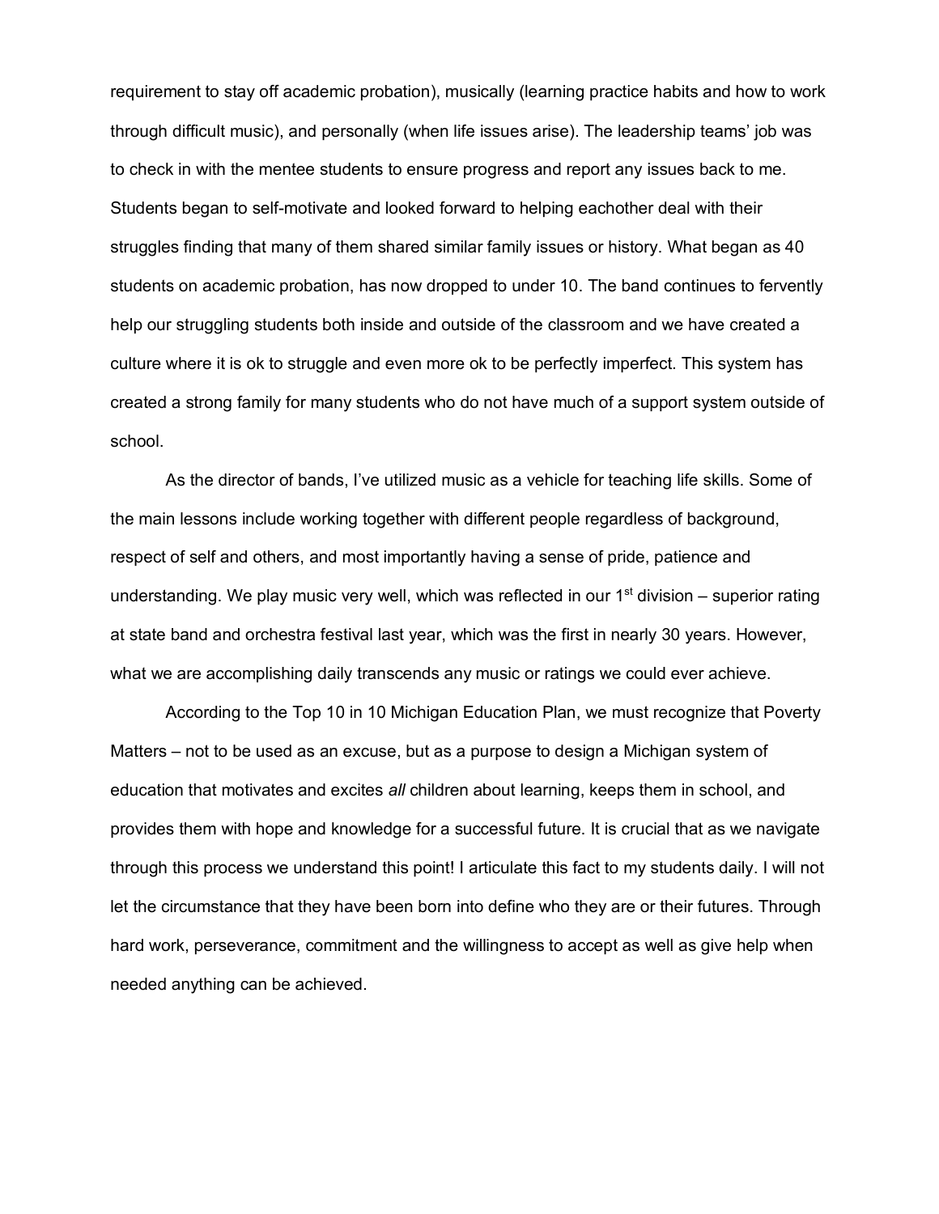requirement to stay off academic probation), musically (learning practice habits and how to work through difficult music), and personally (when life issues arise). The leadership teams' job was to check in with the mentee students to ensure progress and report any issues back to me. Students began to self-motivate and looked forward to helping eachother deal with their struggles finding that many of them shared similar family issues or history. What began as 40 students on academic probation, has now dropped to under 10. The band continues to fervently help our struggling students both inside and outside of the classroom and we have created a culture where it is ok to struggle and even more ok to be perfectly imperfect. This system has created a strong family for many students who do not have much of a support system outside of school.

As the director of bands, I've utilized music as a vehicle for teaching life skills. Some of the main lessons include working together with different people regardless of background, respect of self and others, and most importantly having a sense of pride, patience and understanding. We play music very well, which was reflected in our 1st division – superior rating at state band and orchestra festival last year, which was the first in nearly 30 years. However, what we are accomplishing daily transcends any music or ratings we could ever achieve.

According to the Top 10 in 10 Michigan Education Plan, we must recognize that Poverty Matters – not to be used as an excuse, but as a purpose to design a Michigan system of education that motivates and excites *all* children about learning, keeps them in school, and provides them with hope and knowledge for a successful future. It is crucial that as we navigate through this process we understand this point! I articulate this fact to my students daily. I will not let the circumstance that they have been born into define who they are or their futures. Through hard work, perseverance, commitment and the willingness to accept as well as give help when needed anything can be achieved.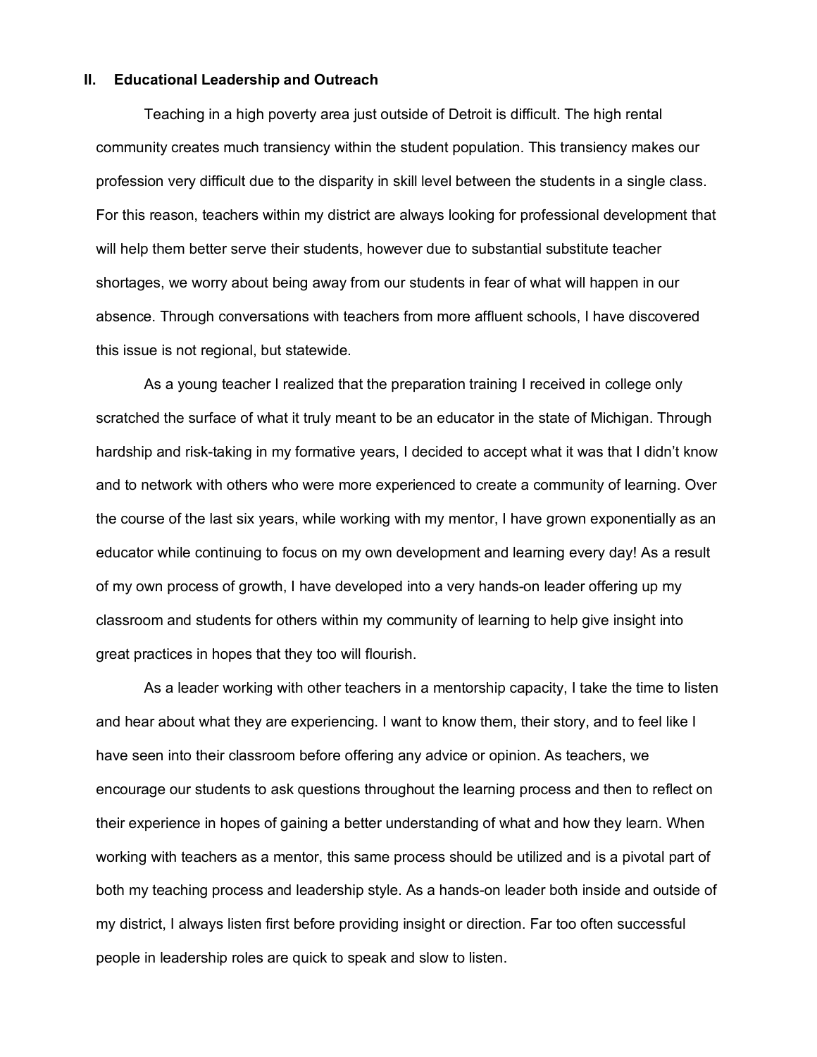## II. Educational Leadership and Outreach

Teaching in a high poverty area just outside of Detroit is difficult. The high rental community creates much transiency within the student population. This transiency makes our profession very difficult due to the disparity in skill level between the students in a single class. For this reason, teachers within my district are always looking for professional development that will help them better serve their students, however due to substantial substitute teacher shortages, we worry about being away from our students in fear of what will happen in our absence. Through conversations with teachers from more affluent schools, I have discovered this issue is not regional, but statewide.

As a young teacher I realized that the preparation training I received in college only scratched the surface of what it truly meant to be an educator in the state of Michigan. Through hardship and risk-taking in my formative years, I decided to accept what it was that I didn't know and to network with others who were more experienced to create a community of learning. Over the course of the last six years, while working with my mentor, I have grown exponentially as an educator while continuing to focus on my own development and learning every day! As a result of my own process of growth, I have developed into a very hands-on leader offering up my classroom and students for others within my community of learning to help give insight into great practices in hopes that they too will flourish.

As a leader working with other teachers in a mentorship capacity, I take the time to listen and hear about what they are experiencing. I want to know them, their story, and to feel like I have seen into their classroom before offering any advice or opinion. As teachers, we encourage our students to ask questions throughout the learning process and then to reflect on their experience in hopes of gaining a better understanding of what and how they learn. When working with teachers as a mentor, this same process should be utilized and is a pivotal part of both my teaching process and leadership style. As a hands-on leader both inside and outside of my district, I always listen first before providing insight or direction. Far too often successful people in leadership roles are quick to speak and slow to listen.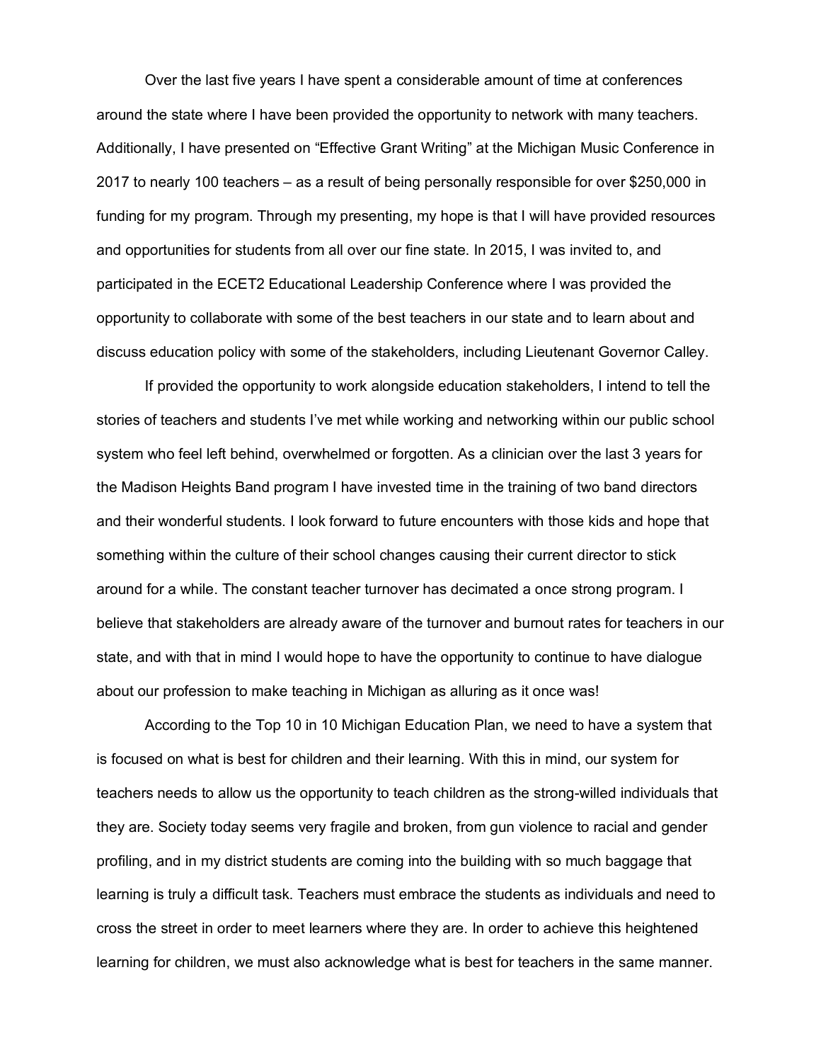Over the last five years I have spent a considerable amount of time at conferences around the state where I have been provided the opportunity to network with many teachers. Additionally, I have presented on “Effective Grant Writing” at the Michigan Music Conference in 2017 to nearly 100 teachers – as a result of being personally responsible for over $250,000 in funding for my program. Through my presenting, my hope is that I will have provided resources and opportunities for students from all over our fine state. In 2015, I was invited to, and participated in the ECET2 Educational Leadership Conference where I was provided the opportunity to collaborate with some of the best teachers in our state and to learn about and discuss education policy with some of the stakeholders, including Lieutenant Governor Calley.

If provided the opportunity to work alongside education stakeholders, I intend to tell the stories of teachers and students I’ve met while working and networking within our public school system who feel left behind, overwhelmed or forgotten. As a clinician over the last 3 years for the Madison Heights Band program I have invested time in the training of two band directors and their wonderful students. I look forward to future encounters with those kids and hope that something within the culture of their school changes causing their current director to stick around for a while. The constant teacher turnover has decimated a once strong program. I believe that stakeholders are already aware of the turnover and burnout rates for teachers in our state, and with that in mind I would hope to have the opportunity to continue to have dialogue about our profession to make teaching in Michigan as alluring as it once was!

According to the Top 10 in 10 Michigan Education Plan, we need to have a system that is focused on what is best for children and their learning. With this in mind, our system for teachers needs to allow us the opportunity to teach children as the strong-willed individuals that they are. Society today seems very fragile and broken, from gun violence to racial and gender profiling, and in my district students are coming into the building with so much baggage that learning is truly a difficult task. Teachers must embrace the students as individuals and need to cross the street in order to meet learners where they are. In order to achieve this heightened learning for children, we must also acknowledge what is best for teachers in the same manner.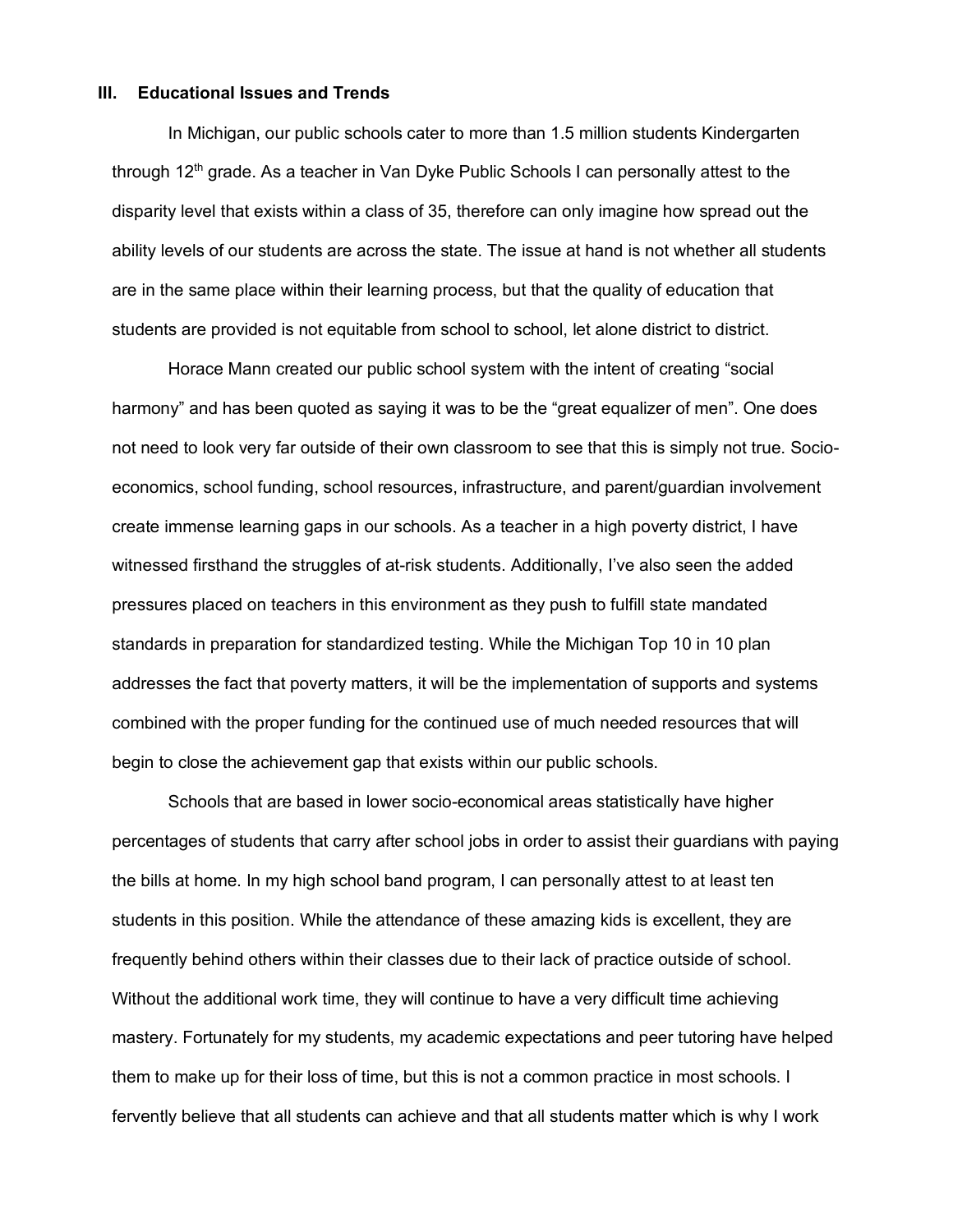## III. Educational Issues and Trends

In Michigan, our public schools cater to more than 1.5 million students Kindergarten through 12th grade. As a teacher in Van Dyke Public Schools I can personally attest to the disparity level that exists within a class of 35, therefore can only imagine how spread out the ability levels of our students are across the state. The issue at hand is not whether all students are in the same place within their learning process, but that the quality of education that students are provided is not equitable from school to school, let alone district to district.

Horace Mann created our public school system with the intent of creating "social harmony" and has been quoted as saying it was to be the "great equalizer of men". One does not need to look very far outside of their own classroom to see that this is simply not true. Socio-economics, school funding, school resources, infrastructure, and parent/guardian involvement create immense learning gaps in our schools. As a teacher in a high poverty district, I have witnessed firsthand the struggles of at-risk students. Additionally, I've also seen the added pressures placed on teachers in this environment as they push to fulfill state mandated standards in preparation for standardized testing. While the Michigan Top 10 in 10 plan addresses the fact that poverty matters, it will be the implementation of supports and systems combined with the proper funding for the continued use of much needed resources that will begin to close the achievement gap that exists within our public schools.

Schools that are based in lower socio-economical areas statistically have higher percentages of students that carry after school jobs in order to assist their guardians with paying the bills at home. In my high school band program, I can personally attest to at least ten students in this position. While the attendance of these amazing kids is excellent, they are frequently behind others within their classes due to their lack of practice outside of school. Without the additional work time, they will continue to have a very difficult time achieving mastery. Fortunately for my students, my academic expectations and peer tutoring have helped them to make up for their loss of time, but this is not a common practice in most schools. I fervently believe that all students can achieve and that all students matter which is why I work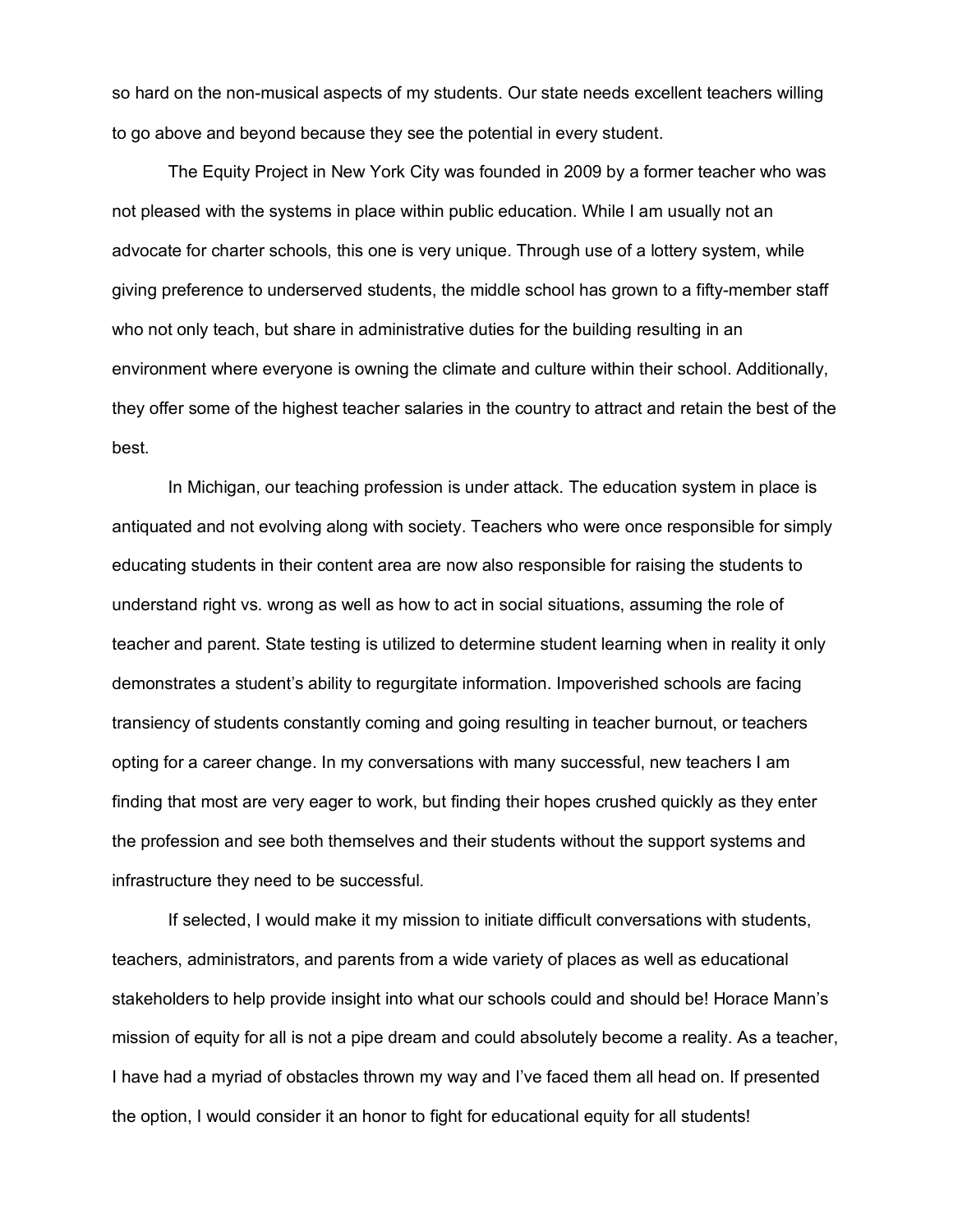so hard on the non-musical aspects of my students. Our state needs excellent teachers willing to go above and beyond because they see the potential in every student.

The Equity Project in New York City was founded in 2009 by a former teacher who was not pleased with the systems in place within public education. While I am usually not an advocate for charter schools, this one is very unique. Through use of a lottery system, while giving preference to underserved students, the middle school has grown to a fifty-member staff who not only teach, but share in administrative duties for the building resulting in an environment where everyone is owning the climate and culture within their school. Additionally, they offer some of the highest teacher salaries in the country to attract and retain the best of the best.

In Michigan, our teaching profession is under attack. The education system in place is antiquated and not evolving along with society. Teachers who were once responsible for simply educating students in their content area are now also responsible for raising the students to understand right vs. wrong as well as how to act in social situations, assuming the role of teacher and parent. State testing is utilized to determine student learning when in reality it only demonstrates a student's ability to regurgitate information. Impoverished schools are facing transiency of students constantly coming and going resulting in teacher burnout, or teachers opting for a career change. In my conversations with many successful, new teachers I am finding that most are very eager to work, but finding their hopes crushed quickly as they enter the profession and see both themselves and their students without the support systems and infrastructure they need to be successful.

If selected, I would make it my mission to initiate difficult conversations with students, teachers, administrators, and parents from a wide variety of places as well as educational stakeholders to help provide insight into what our schools could and should be! Horace Mann's mission of equity for all is not a pipe dream and could absolutely become a reality. As a teacher, I have had a myriad of obstacles thrown my way and I've faced them all head on. If presented the option, I would consider it an honor to fight for educational equity for all students!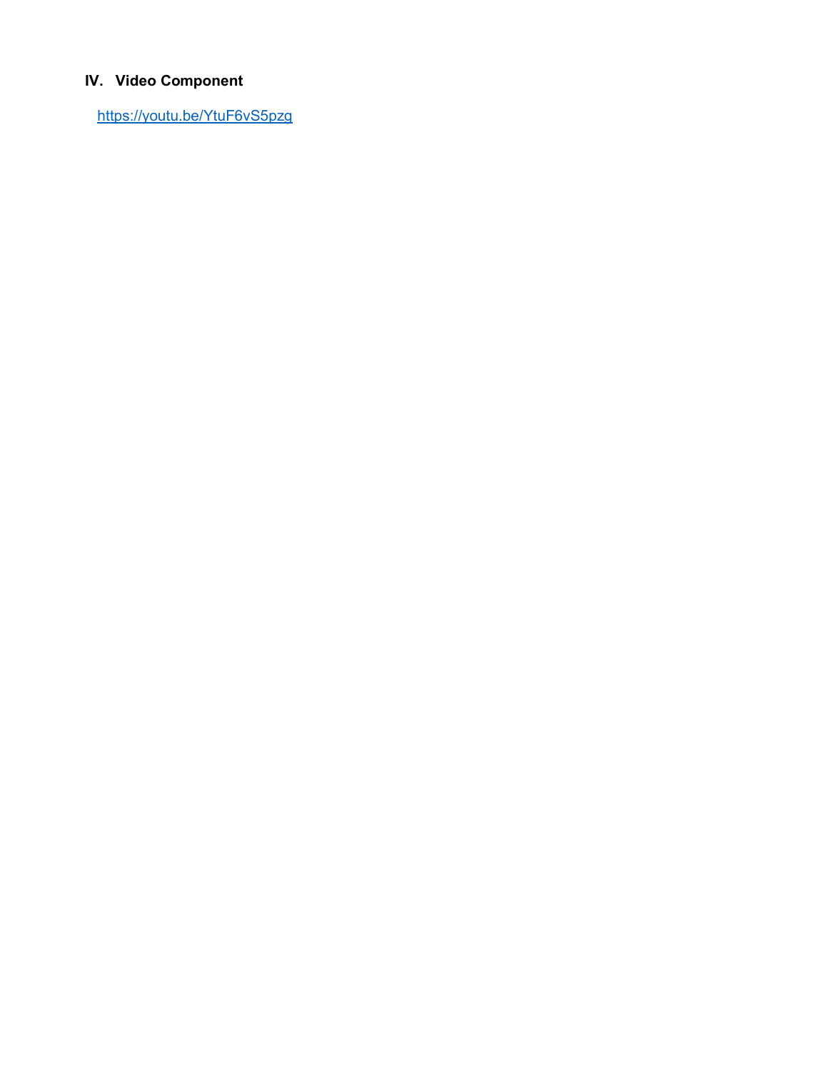## IV. Video Component

https://youtu.be/YtuF6vS5pzg